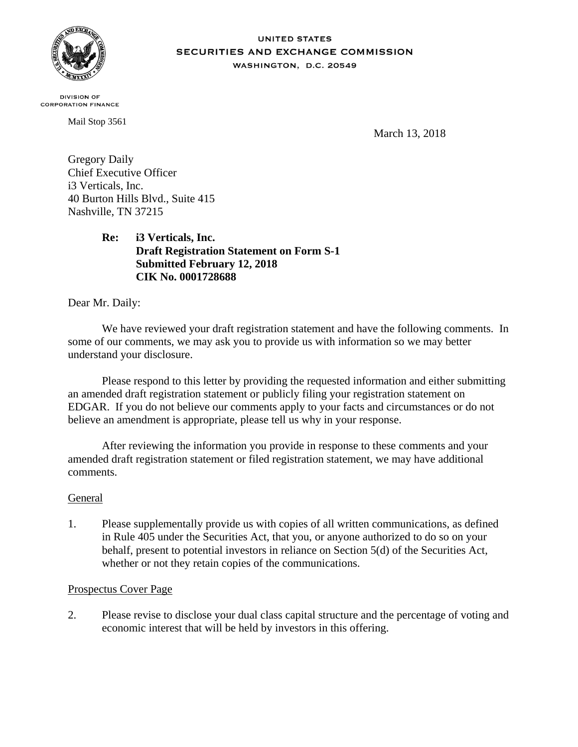UNITED STATES
SECURITIES AND EXCHANGE COMMISSION
WASHINGTON, D.C. 20549

DIVISION OF
CORPORATION FINANCE

Mail Stop 3561

March 13, 2018

Gregory Daily
Chief Executive Officer
i3 Verticals, Inc.
40 Burton Hills Blvd., Suite 415
Nashville, TN 37215

**Re: i3 Verticals, Inc.**
**Draft Registration Statement on Form S-1**
**Submitted February 12, 2018**
**CIK No. 0001728688**

Dear Mr. Daily:

We have reviewed your draft registration statement and have the following comments. In some of our comments, we may ask you to provide us with information so we may better understand your disclosure.

Please respond to this letter by providing the requested information and either submitting an amended draft registration statement or publicly filing your registration statement on EDGAR. If you do not believe our comments apply to your facts and circumstances or do not believe an amendment is appropriate, please tell us why in your response.

After reviewing the information you provide in response to these comments and your amended draft registration statement or filed registration statement, we may have additional comments.

General

1. Please supplementally provide us with copies of all written communications, as defined in Rule 405 under the Securities Act, that you, or anyone authorized to do so on your behalf, present to potential investors in reliance on Section 5(d) of the Securities Act, whether or not they retain copies of the communications.

Prospectus Cover Page

2. Please revise to disclose your dual class capital structure and the percentage of voting and economic interest that will be held by investors in this offering.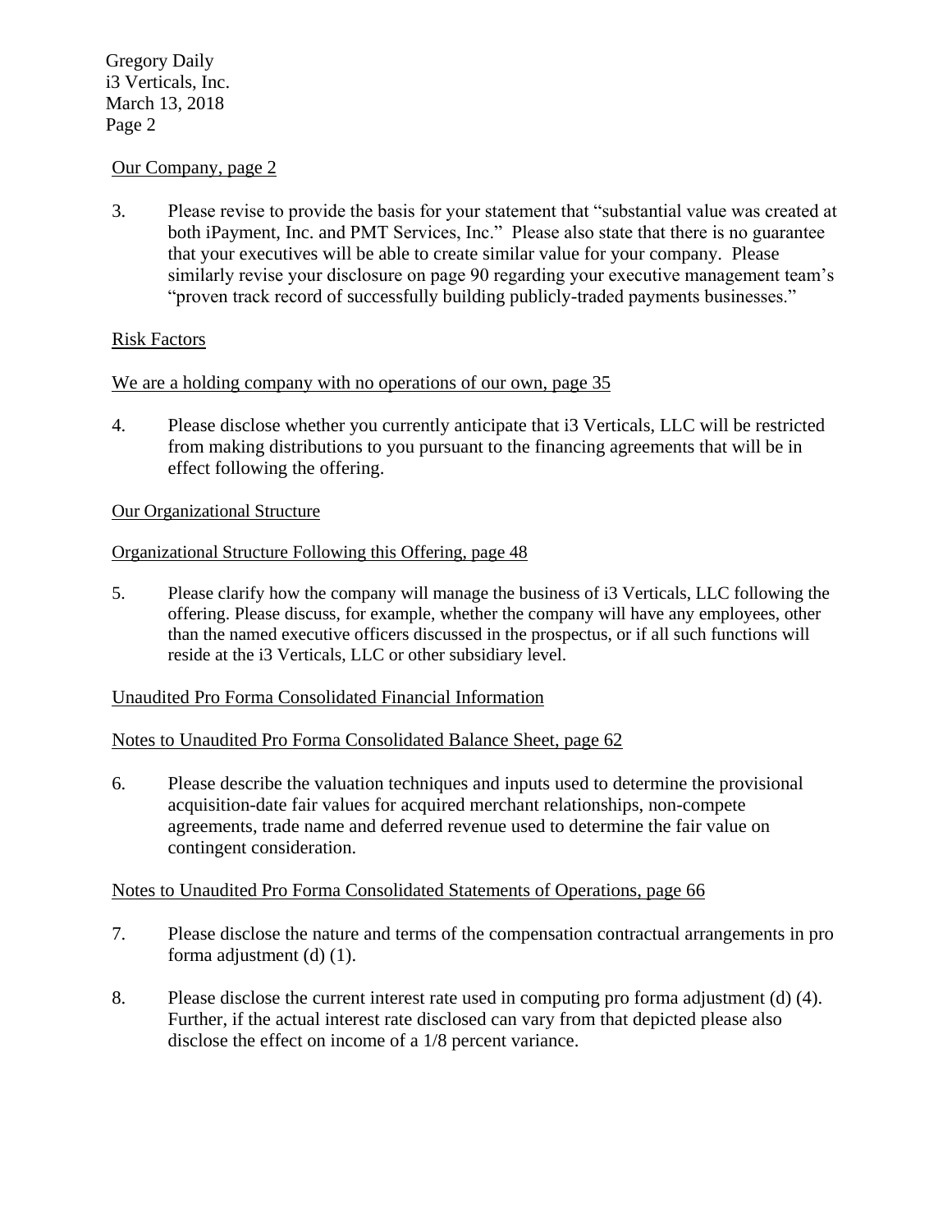Our Company, page 2

3. Please revise to provide the basis for your statement that "substantial value was created at both iPayment, Inc. and PMT Services, Inc." Please also state that there is no guarantee that your executives will be able to create similar value for your company. Please similarly revise your disclosure on page 90 regarding your executive management team's "proven track record of successfully building publicly-traded payments businesses."

Risk Factors

We are a holding company with no operations of our own, page 35

4. Please disclose whether you currently anticipate that i3 Verticals, LLC will be restricted from making distributions to you pursuant to the financing agreements that will be in effect following the offering.

Our Organizational Structure

Organizational Structure Following this Offering, page 48

5. Please clarify how the company will manage the business of i3 Verticals, LLC following the offering. Please discuss, for example, whether the company will have any employees, other than the named executive officers discussed in the prospectus, or if all such functions will reside at the i3 Verticals, LLC or other subsidiary level.

Unaudited Pro Forma Consolidated Financial Information

Notes to Unaudited Pro Forma Consolidated Balance Sheet, page 62

6. Please describe the valuation techniques and inputs used to determine the provisional acquisition-date fair values for acquired merchant relationships, non-compete agreements, trade name and deferred revenue used to determine the fair value on contingent consideration.

Notes to Unaudited Pro Forma Consolidated Statements of Operations, page 66

7. Please disclose the nature and terms of the compensation contractual arrangements in pro forma adjustment (d) (1).

8. Please disclose the current interest rate used in computing pro forma adjustment (d) (4). Further, if the actual interest rate disclosed can vary from that depicted please also disclose the effect on income of a 1/8 percent variance.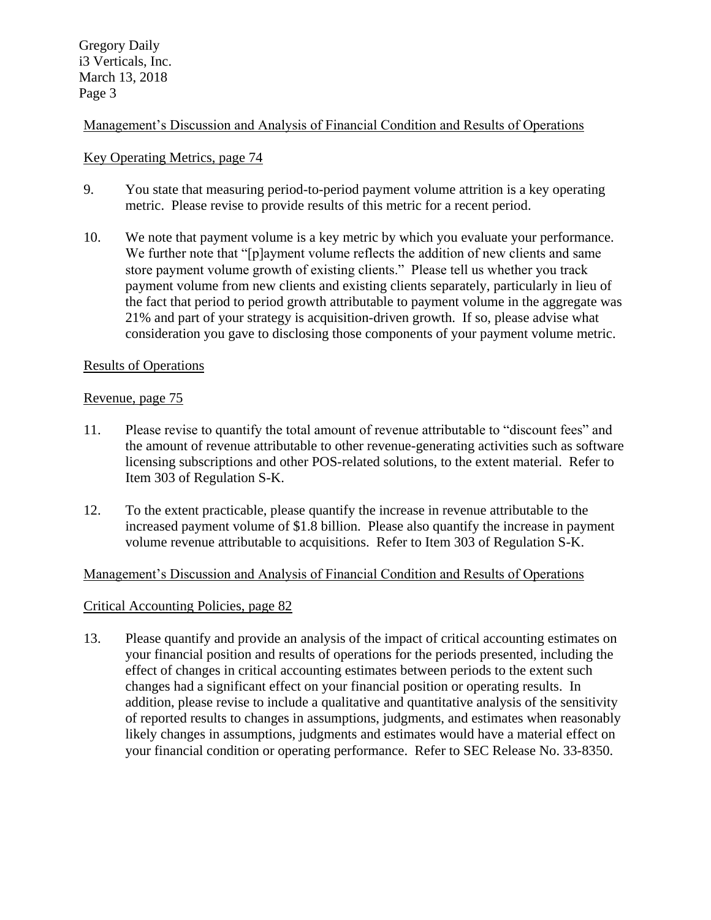Management's Discussion and Analysis of Financial Condition and Results of Operations

Key Operating Metrics, page 74

9. You state that measuring period-to-period payment volume attrition is a key operating metric. Please revise to provide results of this metric for a recent period.

10. We note that payment volume is a key metric by which you evaluate your performance. We further note that "[p]ayment volume reflects the addition of new clients and same store payment volume growth of existing clients." Please tell us whether you track payment volume from new clients and existing clients separately, particularly in lieu of the fact that period to period growth attributable to payment volume in the aggregate was 21% and part of your strategy is acquisition-driven growth. If so, please advise what consideration you gave to disclosing those components of your payment volume metric.

Results of Operations

Revenue, page 75

11. Please revise to quantify the total amount of revenue attributable to "discount fees" and the amount of revenue attributable to other revenue-generating activities such as software licensing subscriptions and other POS-related solutions, to the extent material. Refer to Item 303 of Regulation S-K.

12. To the extent practicable, please quantify the increase in revenue attributable to the increased payment volume of $1.8 billion. Please also quantify the increase in payment volume revenue attributable to acquisitions. Refer to Item 303 of Regulation S-K.

Management's Discussion and Analysis of Financial Condition and Results of Operations

Critical Accounting Policies, page 82

13. Please quantify and provide an analysis of the impact of critical accounting estimates on your financial position and results of operations for the periods presented, including the effect of changes in critical accounting estimates between periods to the extent such changes had a significant effect on your financial position or operating results. In addition, please revise to include a qualitative and quantitative analysis of the sensitivity of reported results to changes in assumptions, judgments, and estimates when reasonably likely changes in assumptions, judgments and estimates would have a material effect on your financial condition or operating performance. Refer to SEC Release No. 33-8350.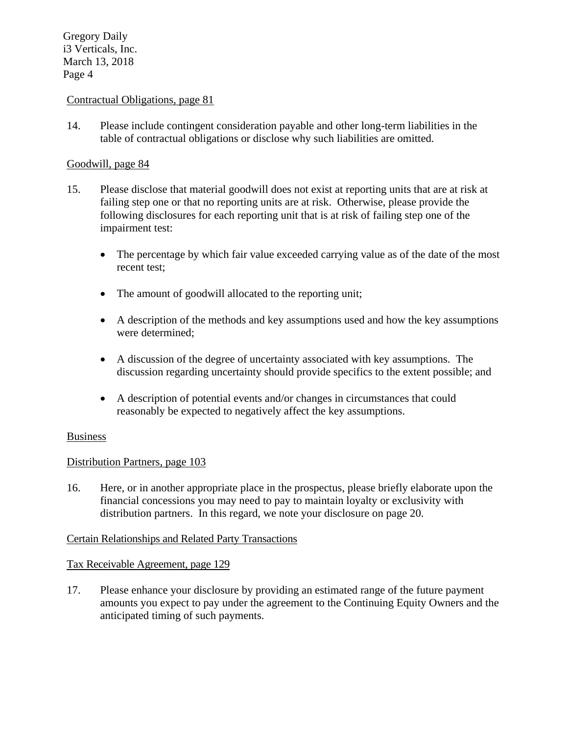Contractual Obligations, page 81

14. Please include contingent consideration payable and other long-term liabilities in the table of contractual obligations or disclose why such liabilities are omitted.

Goodwill, page 84

15. Please disclose that material goodwill does not exist at reporting units that are at risk at failing step one or that no reporting units are at risk. Otherwise, please provide the following disclosures for each reporting unit that is at risk of failing step one of the impairment test:

    - The percentage by which fair value exceeded carrying value as of the date of the most recent test;

    - The amount of goodwill allocated to the reporting unit;

    - A description of the methods and key assumptions used and how the key assumptions were determined;

    - A discussion of the degree of uncertainty associated with key assumptions. The discussion regarding uncertainty should provide specifics to the extent possible; and

    - A description of potential events and/or changes in circumstances that could reasonably be expected to negatively affect the key assumptions.

Business

Distribution Partners, page 103

16. Here, or in another appropriate place in the prospectus, please briefly elaborate upon the financial concessions you may need to pay to maintain loyalty or exclusivity with distribution partners. In this regard, we note your disclosure on page 20.

Certain Relationships and Related Party Transactions

Tax Receivable Agreement, page 129

17. Please enhance your disclosure by providing an estimated range of the future payment amounts you expect to pay under the agreement to the Continuing Equity Owners and the anticipated timing of such payments.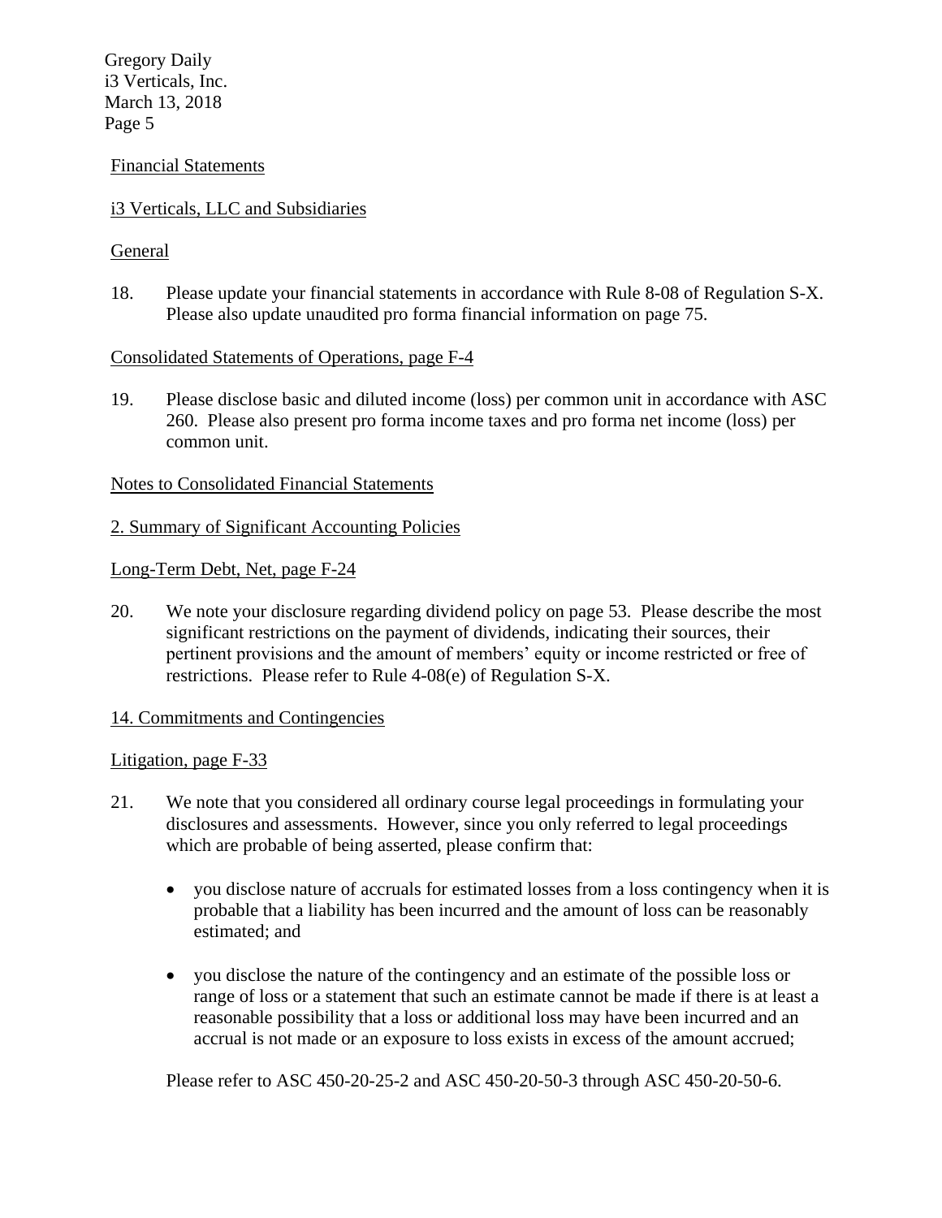Financial Statements

i3 Verticals, LLC and Subsidiaries

General

18. Please update your financial statements in accordance with Rule 8-08 of Regulation S-X. Please also update unaudited pro forma financial information on page 75.

Consolidated Statements of Operations, page F-4

19. Please disclose basic and diluted income (loss) per common unit in accordance with ASC 260. Please also present pro forma income taxes and pro forma net income (loss) per common unit.

Notes to Consolidated Financial Statements

2. Summary of Significant Accounting Policies

Long-Term Debt, Net, page F-24

20. We note your disclosure regarding dividend policy on page 53. Please describe the most significant restrictions on the payment of dividends, indicating their sources, their pertinent provisions and the amount of members' equity or income restricted or free of restrictions. Please refer to Rule 4-08(e) of Regulation S-X.

14. Commitments and Contingencies

Litigation, page F-33

21. We note that you considered all ordinary course legal proceedings in formulating your disclosures and assessments. However, since you only referred to legal proceedings which are probable of being asserted, please confirm that:

   - you disclose nature of accruals for estimated losses from a loss contingency when it is probable that a liability has been incurred and the amount of loss can be reasonably estimated; and

   - you disclose the nature of the contingency and an estimate of the possible loss or range of loss or a statement that such an estimate cannot be made if there is at least a reasonable possibility that a loss or additional loss may have been incurred and an accrual is not made or an exposure to loss exists in excess of the amount accrued;

   Please refer to ASC 450-20-25-2 and ASC 450-20-50-3 through ASC 450-20-50-6.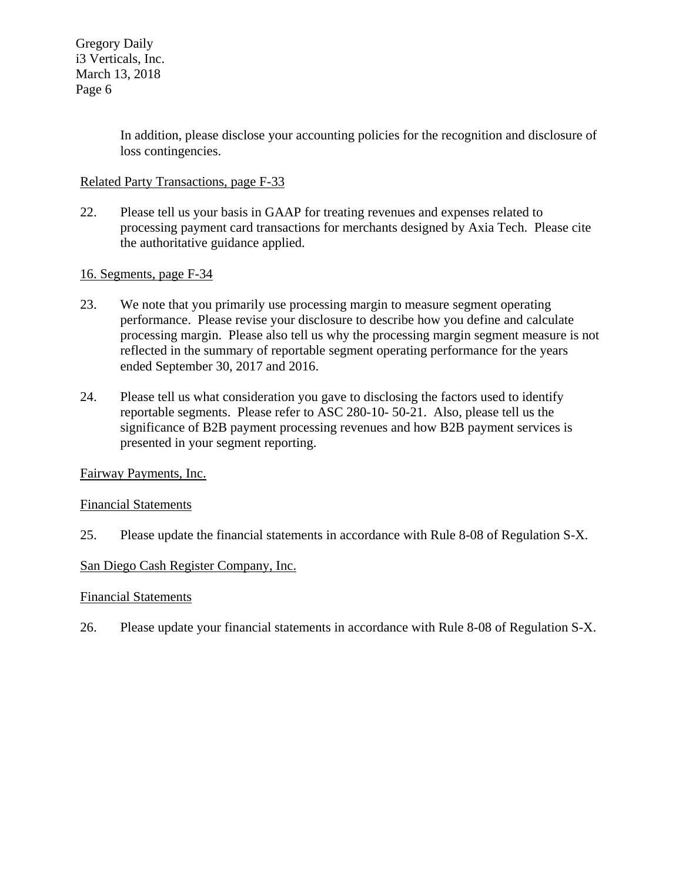In addition, please disclose your accounting policies for the recognition and disclosure of loss contingencies.

Related Party Transactions, page F-33

22. Please tell us your basis in GAAP for treating revenues and expenses related to processing payment card transactions for merchants designed by Axia Tech. Please cite the authoritative guidance applied.

16. Segments, page F-34

23. We note that you primarily use processing margin to measure segment operating performance. Please revise your disclosure to describe how you define and calculate processing margin. Please also tell us why the processing margin segment measure is not reflected in the summary of reportable segment operating performance for the years ended September 30, 2017 and 2016.

24. Please tell us what consideration you gave to disclosing the factors used to identify reportable segments. Please refer to ASC 280-10- 50-21. Also, please tell us the significance of B2B payment processing revenues and how B2B payment services is presented in your segment reporting.

Fairway Payments, Inc.

Financial Statements

25. Please update the financial statements in accordance with Rule 8-08 of Regulation S-X.

San Diego Cash Register Company, Inc.

Financial Statements

26. Please update your financial statements in accordance with Rule 8-08 of Regulation S-X.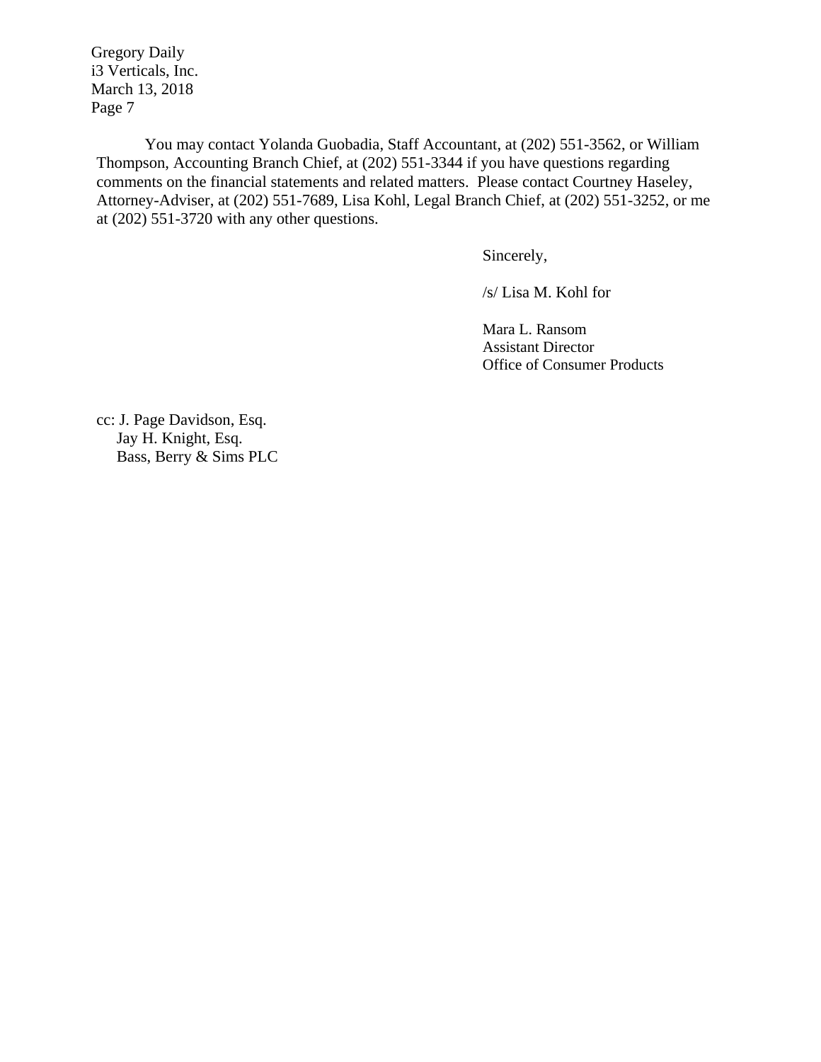You may contact Yolanda Guobadia, Staff Accountant, at (202) 551-3562, or William Thompson, Accounting Branch Chief, at (202) 551-3344 if you have questions regarding comments on the financial statements and related matters. Please contact Courtney Haseley, Attorney-Adviser, at (202) 551-7689, Lisa Kohl, Legal Branch Chief, at (202) 551-3252, or me at (202) 551-3720 with any other questions.

Sincerely,

/s/ Lisa M. Kohl for

Mara L. Ransom
Assistant Director
Office of Consumer Products

cc: J. Page Davidson, Esq.
Jay H. Knight, Esq.
Bass, Berry & Sims PLC